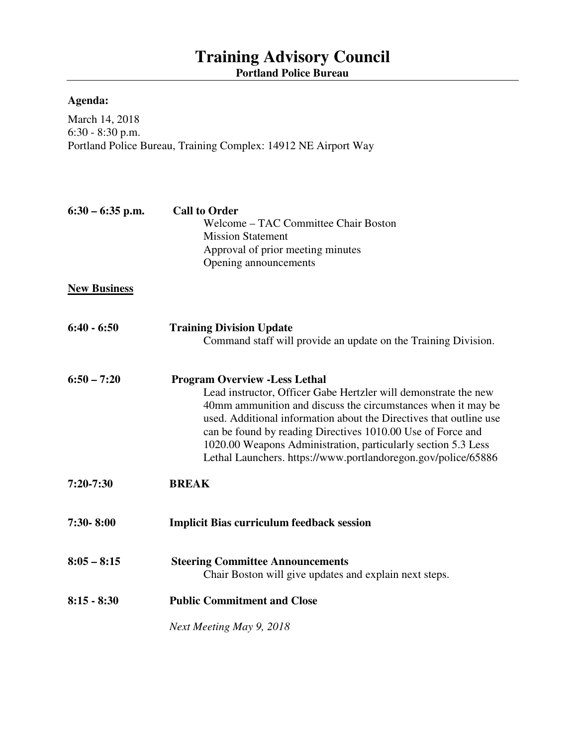# Training Advisory Council

**Portland Police Bureau**

**Agenda:**

March 14, 2018
6:30 - 8:30 p.m.
Portland Police Bureau, Training Complex: 14912 NE Airport Way

**6:30 – 6:35 p.m.** **Call to Order**

- Welcome – TAC Committee Chair Boston
- Mission Statement
- Approval of prior meeting minutes
- Opening announcements

**<u>New Business</u>**

**6:40 - 6:50** **Training Division Update**

Command staff will provide an update on the Training Division.

**6:50 – 7:20** **Program Overview -Less Lethal**

Lead instructor, Officer Gabe Hertzler will demonstrate the new 40mm ammunition and discuss the circumstances when it may be used. Additional information about the Directives that outline use can be found by reading Directives 1010.00 Use of Force and 1020.00 Weapons Administration, particularly section 5.3 Less Lethal Launchers. https://www.portlandoregon.gov/police/65886

**7:20-7:30** **BREAK**

**7:30- 8:00** **Implicit Bias curriculum feedback session**

**8:05 – 8:15** **Steering Committee Announcements**

Chair Boston will give updates and explain next steps.

**8:15 - 8:30** **Public Commitment and Close**

*Next Meeting May 9, 2018*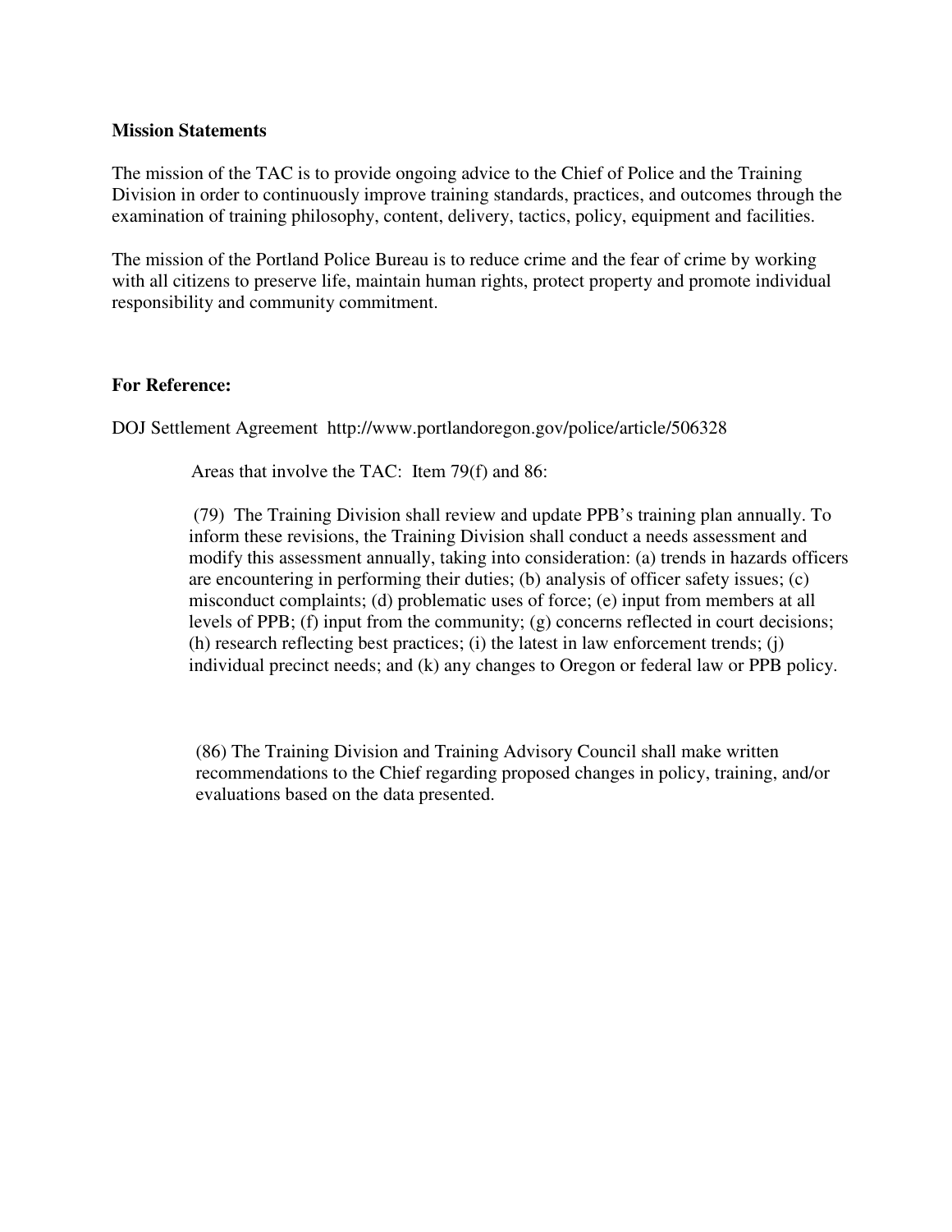**Mission Statements**

The mission of the TAC is to provide ongoing advice to the Chief of Police and the Training Division in order to continuously improve training standards, practices, and outcomes through the examination of training philosophy, content, delivery, tactics, policy, equipment and facilities.

The mission of the Portland Police Bureau is to reduce crime and the fear of crime by working with all citizens to preserve life, maintain human rights, protect property and promote individual responsibility and community commitment.

**For Reference:**

DOJ Settlement Agreement http://www.portlandoregon.gov/police/article/506328

Areas that involve the TAC: Item 79(f) and 86:

(79) The Training Division shall review and update PPB's training plan annually. To inform these revisions, the Training Division shall conduct a needs assessment and modify this assessment annually, taking into consideration: (a) trends in hazards officers are encountering in performing their duties; (b) analysis of officer safety issues; (c) misconduct complaints; (d) problematic uses of force; (e) input from members at all levels of PPB; (f) input from the community; (g) concerns reflected in court decisions; (h) research reflecting best practices; (i) the latest in law enforcement trends; (j) individual precinct needs; and (k) any changes to Oregon or federal law or PPB policy.

(86) The Training Division and Training Advisory Council shall make written recommendations to the Chief regarding proposed changes in policy, training, and/or evaluations based on the data presented.